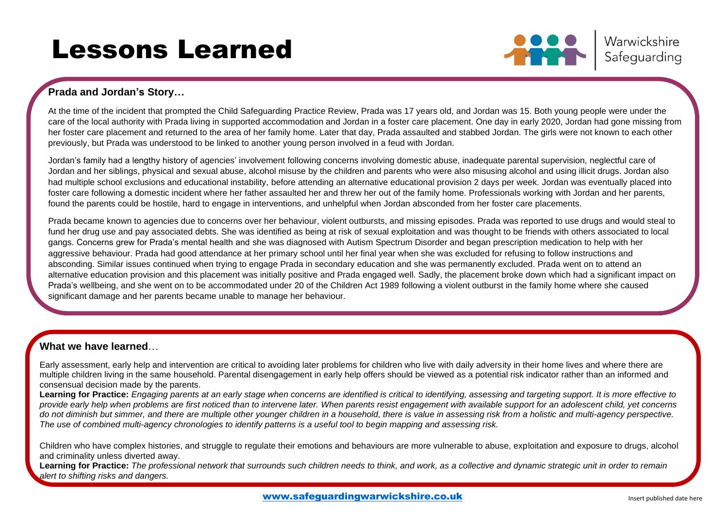# Lessons Learned

Warwickshire Safeguarding

## Prada and Jordan's Story…

At the time of the incident that prompted the Child Safeguarding Practice Review, Prada was 17 years old, and Jordan was 15. Both young people were under the care of the local authority with Prada living in supported accommodation and Jordan in a foster care placement. One day in early 2020, Jordan had gone missing from her foster care placement and returned to the area of her family home. Later that day, Prada assaulted and stabbed Jordan. The girls were not known to each other previously, but Prada was understood to be linked to another young person involved in a feud with Jordan.

Jordan's family had a lengthy history of agencies' involvement following concerns involving domestic abuse, inadequate parental supervision, neglectful care of Jordan and her siblings, physical and sexual abuse, alcohol misuse by the children and parents who were also misusing alcohol and using illicit drugs. Jordan also had multiple school exclusions and educational instability, before attending an alternative educational provision 2 days per week. Jordan was eventually placed into foster care following a domestic incident where her father assaulted her and threw her out of the family home. Professionals working with Jordan and her parents, found the parents could be hostile, hard to engage in interventions, and unhelpful when Jordan absconded from her foster care placements.

Prada became known to agencies due to concerns over her behaviour, violent outbursts, and missing episodes. Prada was reported to use drugs and would steal to fund her drug use and pay associated debts. She was identified as being at risk of sexual exploitation and was thought to be friends with others associated to local gangs. Concerns grew for Prada's mental health and she was diagnosed with Autism Spectrum Disorder and began prescription medication to help with her aggressive behaviour. Prada had good attendance at her primary school until her final year when she was excluded for refusing to follow instructions and absconding. Similar issues continued when trying to engage Prada in secondary education and she was permanently excluded. Prada went on to attend an alternative education provision and this placement was initially positive and Prada engaged well. Sadly, the placement broke down which had a significant impact on Prada's wellbeing, and she went on to be accommodated under 20 of the Children Act 1989 following a violent outburst in the family home where she caused significant damage and her parents became unable to manage her behaviour.

## What we have learned…

Early assessment, early help and intervention are critical to avoiding later problems for children who live with daily adversity in their home lives and where there are multiple children living in the same household. Parental disengagement in early help offers should be viewed as a potential risk indicator rather than an informed and consensual decision made by the parents.

**Learning for Practice:** *Engaging parents at an early stage when concerns are identified is critical to identifying, assessing and targeting support. It is more effective to provide early help when problems are first noticed than to intervene later. When parents resist engagement with available support for an adolescent child, yet concerns do not diminish but simmer, and there are multiple other younger children in a household, there is value in assessing risk from a holistic and multi-agency perspective. The use of combined multi-agency chronologies to identify patterns is a useful tool to begin mapping and assessing risk.*

Children who have complex histories, and struggle to regulate their emotions and behaviours are more vulnerable to abuse, exploitation and exposure to drugs, alcohol and criminality unless diverted away.

**Learning for Practice:** *The professional network that surrounds such children needs to think, and work, as a collective and dynamic strategic unit in order to remain alert to shifting risks and dangers.*

www.safeguardingwarwickshire.co.uk

Insert published date here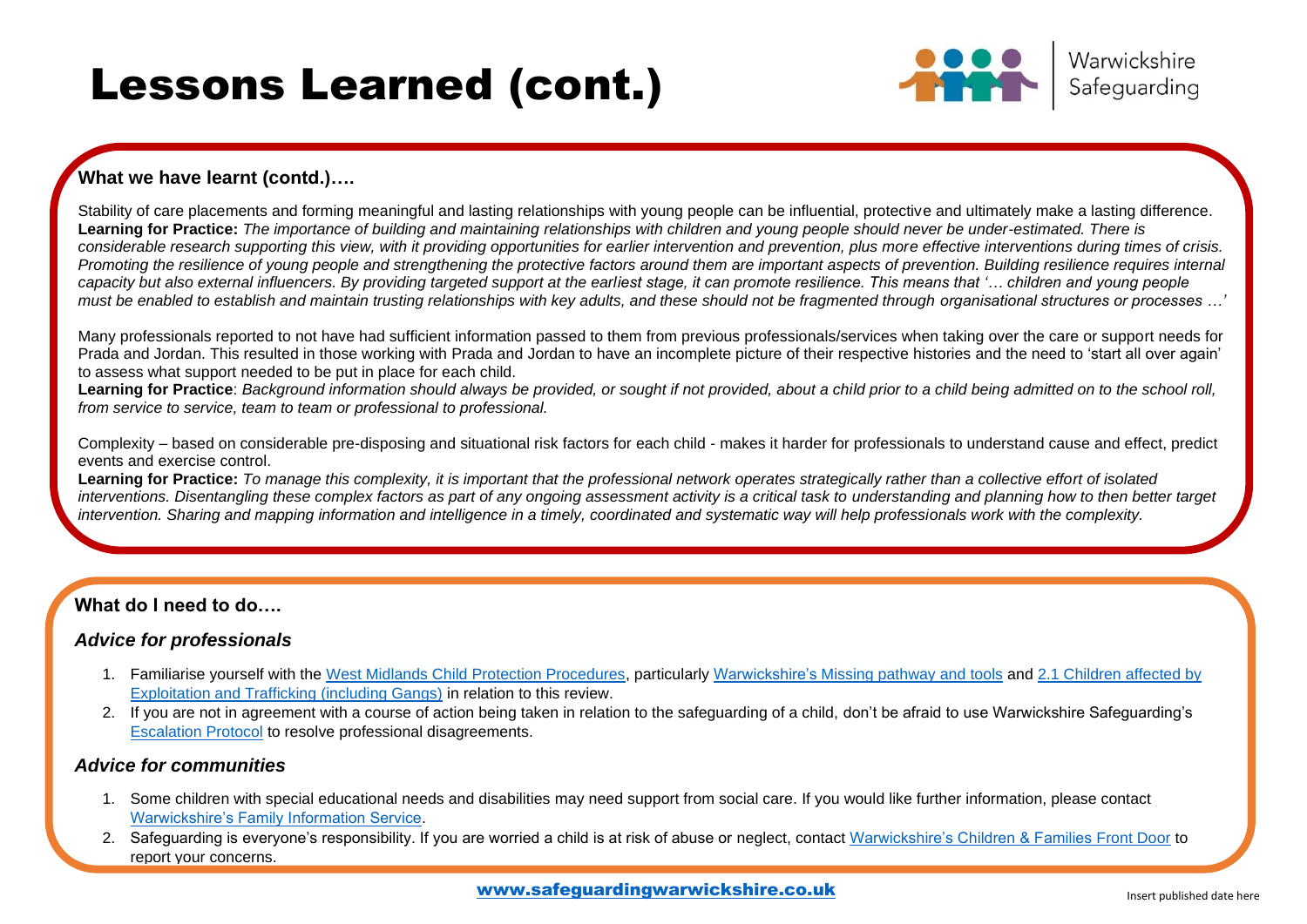# Lessons Learned (cont.)

Warwickshire Safeguarding

### What we have learnt (contd.)….

Stability of care placements and forming meaningful and lasting relationships with young people can be influential, protective and ultimately make a lasting difference.
**Learning for Practice:** *The importance of building and maintaining relationships with children and young people should never be under-estimated. There is considerable research supporting this view, with it providing opportunities for earlier intervention and prevention, plus more effective interventions during times of crisis. Promoting the resilience of young people and strengthening the protective factors around them are important aspects of prevention. Building resilience requires internal capacity but also external influencers. By providing targeted support at the earliest stage, it can promote resilience. This means that '… children and young people must be enabled to establish and maintain trusting relationships with key adults, and these should not be fragmented through organisational structures or processes …'*

Many professionals reported to not have had sufficient information passed to them from previous professionals/services when taking over the care or support needs for Prada and Jordan. This resulted in those working with Prada and Jordan to have an incomplete picture of their respective histories and the need to 'start all over again' to assess what support needed to be put in place for each child.
**Learning for Practice**: *Background information should always be provided, or sought if not provided, about a child prior to a child being admitted on to the school roll, from service to service, team to team or professional to professional.*

Complexity – based on considerable pre-disposing and situational risk factors for each child - makes it harder for professionals to understand cause and effect, predict events and exercise control.
**Learning for Practice:** *To manage this complexity, it is important that the professional network operates strategically rather than a collective effort of isolated interventions. Disentangling these complex factors as part of any ongoing assessment activity is a critical task to understanding and planning how to then better target intervention. Sharing and mapping information and intelligence in a timely, coordinated and systematic way will help professionals work with the complexity.*

### What do I need to do….

#### *Advice for professionals*

1. Familiarise yourself with the West Midlands Child Protection Procedures, particularly Warwickshire's Missing pathway and tools and 2.1 Children affected by Exploitation and Trafficking (including Gangs) in relation to this review.
2. If you are not in agreement with a course of action being taken in relation to the safeguarding of a child, don't be afraid to use Warwickshire Safeguarding's Escalation Protocol to resolve professional disagreements.

#### *Advice for communities*

1. Some children with special educational needs and disabilities may need support from social care. If you would like further information, please contact Warwickshire's Family Information Service.
2. Safeguarding is everyone's responsibility. If you are worried a child is at risk of abuse or neglect, contact Warwickshire's Children & Families Front Door to report your concerns.

www.safeguardingwarwickshire.co.uk

Insert published date here